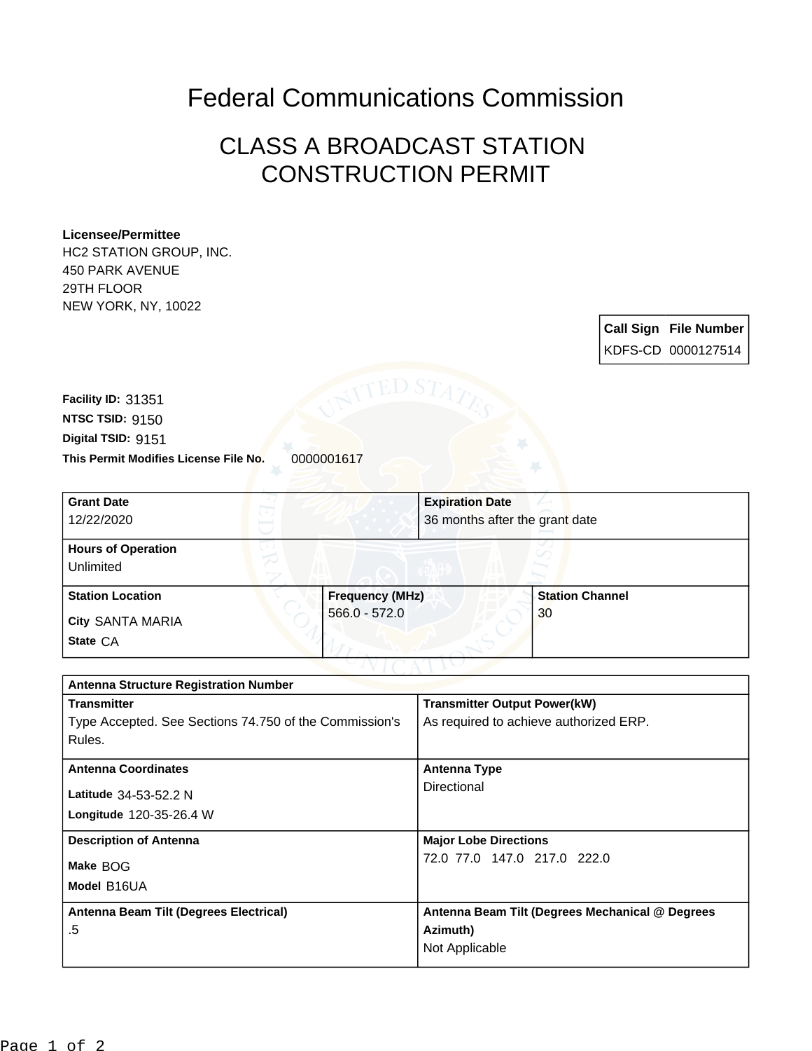# Federal Communications Commission

## CLASS A BROADCAST STATION CONSTRUCTION PERMIT

**Licensee/Permittee**
HC2 STATION GROUP, INC.
450 PARK AVENUE
29TH FLOOR
NEW YORK, NY, 10022

| Call Sign | File Number |
|---|---|
| KDFS-CD | 0000127514 |

**Facility ID:** 31351
**NTSC TSID:** 9150
**Digital TSID:** 9151
**This Permit Modifies License File No.** 0000001617

| **Grant Date** | **Expiration Date** |
|---|---|
| 12/22/2020 | 36 months after the grant date |

| **Hours of Operation** |
|---|
| Unlimited |

| **Station Location** | **Frequency (MHz)** | **Station Channel** |
|---|---|---|
| City SANTA MARIA<br>State CA | 566.0 - 572.0 | 30 |

| **Antenna Structure Registration Number** | |
|---|---|
| **Transmitter**<br>Type Accepted. See Sections 74.750 of the Commission's Rules. | **Transmitter Output Power(kW)**<br>As required to achieve authorized ERP. |
| **Antenna Coordinates**<br>Latitude 34-53-52.2 N<br>Longitude 120-35-26.4 W | **Antenna Type**<br>Directional |
| **Description of Antenna**<br>Make BOG<br>Model B16UA | **Major Lobe Directions**<br>72.0 77.0 147.0 217.0 222.0 |
| **Antenna Beam Tilt (Degrees Electrical)**<br>.5 | **Antenna Beam Tilt (Degrees Mechanical @ Degrees Azimuth)**<br>Not Applicable |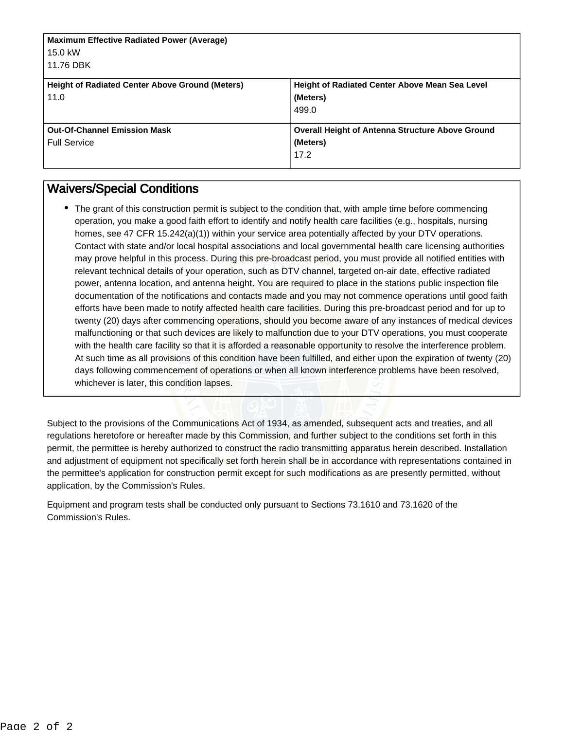| | |
|---|---|
| **Maximum Effective Radiated Power (Average)**<br>15.0 kW<br>11.76 DBK | |
| **Height of Radiated Center Above Ground (Meters)**<br>11.0 | **Height of Radiated Center Above Mean Sea Level (Meters)**<br>499.0 |
| **Out-Of-Channel Emission Mask**<br>Full Service | **Overall Height of Antenna Structure Above Ground (Meters)**<br>17.2 |

## Waivers/Special Conditions

- The grant of this construction permit is subject to the condition that, with ample time before commencing operation, you make a good faith effort to identify and notify health care facilities (e.g., hospitals, nursing homes, see 47 CFR 15.242(a)(1)) within your service area potentially affected by your DTV operations. Contact with state and/or local hospital associations and local governmental health care licensing authorities may prove helpful in this process. During this pre-broadcast period, you must provide all notified entities with relevant technical details of your operation, such as DTV channel, targeted on-air date, effective radiated power, antenna location, and antenna height. You are required to place in the stations public inspection file documentation of the notifications and contacts made and you may not commence operations until good faith efforts have been made to notify affected health care facilities. During this pre-broadcast period and for up to twenty (20) days after commencing operations, should you become aware of any instances of medical devices malfunctioning or that such devices are likely to malfunction due to your DTV operations, you must cooperate with the health care facility so that it is afforded a reasonable opportunity to resolve the interference problem. At such time as all provisions of this condition have been fulfilled, and either upon the expiration of twenty (20) days following commencement of operations or when all known interference problems have been resolved, whichever is later, this condition lapses.

Subject to the provisions of the Communications Act of 1934, as amended, subsequent acts and treaties, and all regulations heretofore or hereafter made by this Commission, and further subject to the conditions set forth in this permit, the permittee is hereby authorized to construct the radio transmitting apparatus herein described. Installation and adjustment of equipment not specifically set forth herein shall be in accordance with representations contained in the permittee's application for construction permit except for such modifications as are presently permitted, without application, by the Commission's Rules.

Equipment and program tests shall be conducted only pursuant to Sections 73.1610 and 73.1620 of the Commission's Rules.